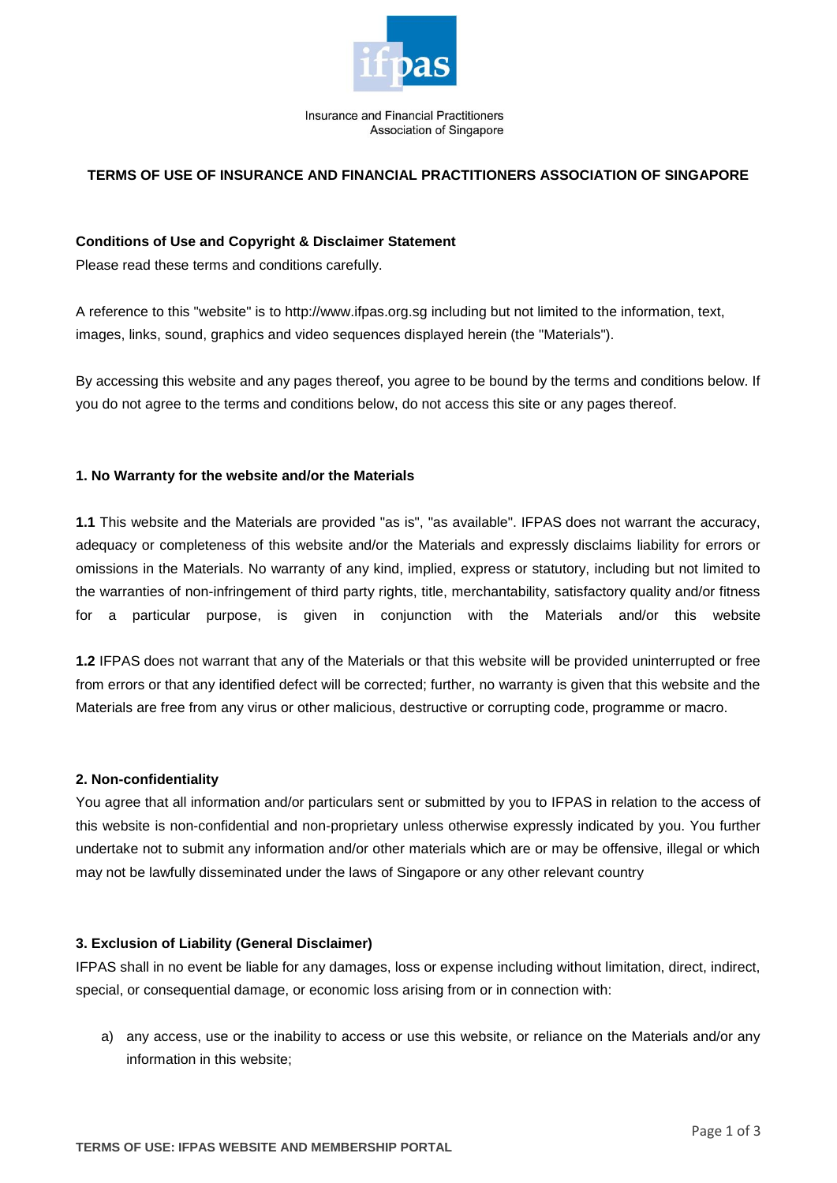Insurance and Financial Practitioners Association of Singapore

# TERMS OF USE OF INSURANCE AND FINANCIAL PRACTITIONERS ASSOCIATION OF SINGAPORE

**Conditions of Use and Copyright & Disclaimer Statement**

Please read these terms and conditions carefully.

A reference to this "website" is to http://www.ifpas.org.sg including but not limited to the information, text, images, links, sound, graphics and video sequences displayed herein (the "Materials").

By accessing this website and any pages thereof, you agree to be bound by the terms and conditions below. If you do not agree to the terms and conditions below, do not access this site or any pages thereof.

### 1. No Warranty for the website and/or the Materials

**1.1** This website and the Materials are provided "as is", "as available". IFPAS does not warrant the accuracy, adequacy or completeness of this website and/or the Materials and expressly disclaims liability for errors or omissions in the Materials. No warranty of any kind, implied, express or statutory, including but not limited to the warranties of non-infringement of third party rights, title, merchantability, satisfactory quality and/or fitness for a particular purpose, is given in conjunction with the Materials and/or this website

**1.2** IFPAS does not warrant that any of the Materials or that this website will be provided uninterrupted or free from errors or that any identified defect will be corrected; further, no warranty is given that this website and the Materials are free from any virus or other malicious, destructive or corrupting code, programme or macro.

### 2. Non-confidentiality

You agree that all information and/or particulars sent or submitted by you to IFPAS in relation to the access of this website is non-confidential and non-proprietary unless otherwise expressly indicated by you. You further undertake not to submit any information and/or other materials which are or may be offensive, illegal or which may not be lawfully disseminated under the laws of Singapore or any other relevant country

### 3. Exclusion of Liability (General Disclaimer)

IFPAS shall in no event be liable for any damages, loss or expense including without limitation, direct, indirect, special, or consequential damage, or economic loss arising from or in connection with:

a) any access, use or the inability to access or use this website, or reliance on the Materials and/or any information in this website;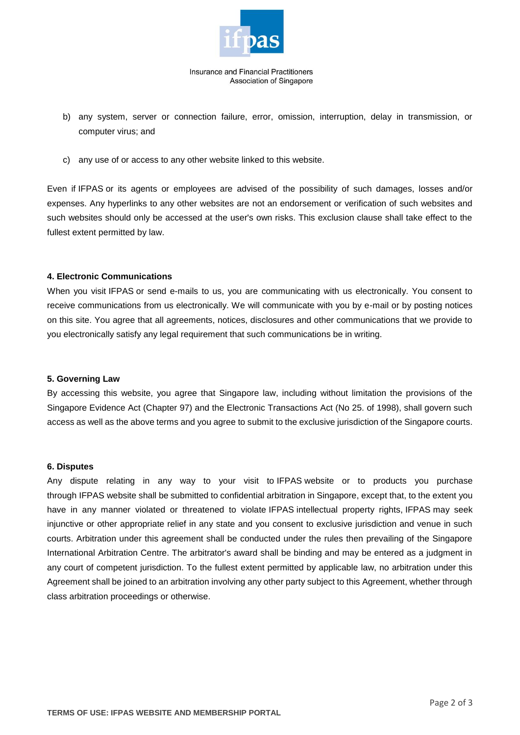b) any system, server or connection failure, error, omission, interruption, delay in transmission, or computer virus; and

c) any use of or access to any other website linked to this website.

Even if IFPAS or its agents or employees are advised of the possibility of such damages, losses and/or expenses. Any hyperlinks to any other websites are not an endorsement or verification of such websites and such websites should only be accessed at the user's own risks. This exclusion clause shall take effect to the fullest extent permitted by law.

**4. Electronic Communications**

When you visit IFPAS or send e-mails to us, you are communicating with us electronically. You consent to receive communications from us electronically. We will communicate with you by e-mail or by posting notices on this site. You agree that all agreements, notices, disclosures and other communications that we provide to you electronically satisfy any legal requirement that such communications be in writing.

**5. Governing Law**

By accessing this website, you agree that Singapore law, including without limitation the provisions of the Singapore Evidence Act (Chapter 97) and the Electronic Transactions Act (No 25. of 1998), shall govern such access as well as the above terms and you agree to submit to the exclusive jurisdiction of the Singapore courts.

**6. Disputes**

Any dispute relating in any way to your visit to IFPAS website or to products you purchase through IFPAS website shall be submitted to confidential arbitration in Singapore, except that, to the extent you have in any manner violated or threatened to violate IFPAS intellectual property rights, IFPAS may seek injunctive or other appropriate relief in any state and you consent to exclusive jurisdiction and venue in such courts. Arbitration under this agreement shall be conducted under the rules then prevailing of the Singapore International Arbitration Centre. The arbitrator's award shall be binding and may be entered as a judgment in any court of competent jurisdiction. To the fullest extent permitted by applicable law, no arbitration under this Agreement shall be joined to an arbitration involving any other party subject to this Agreement, whether through class arbitration proceedings or otherwise.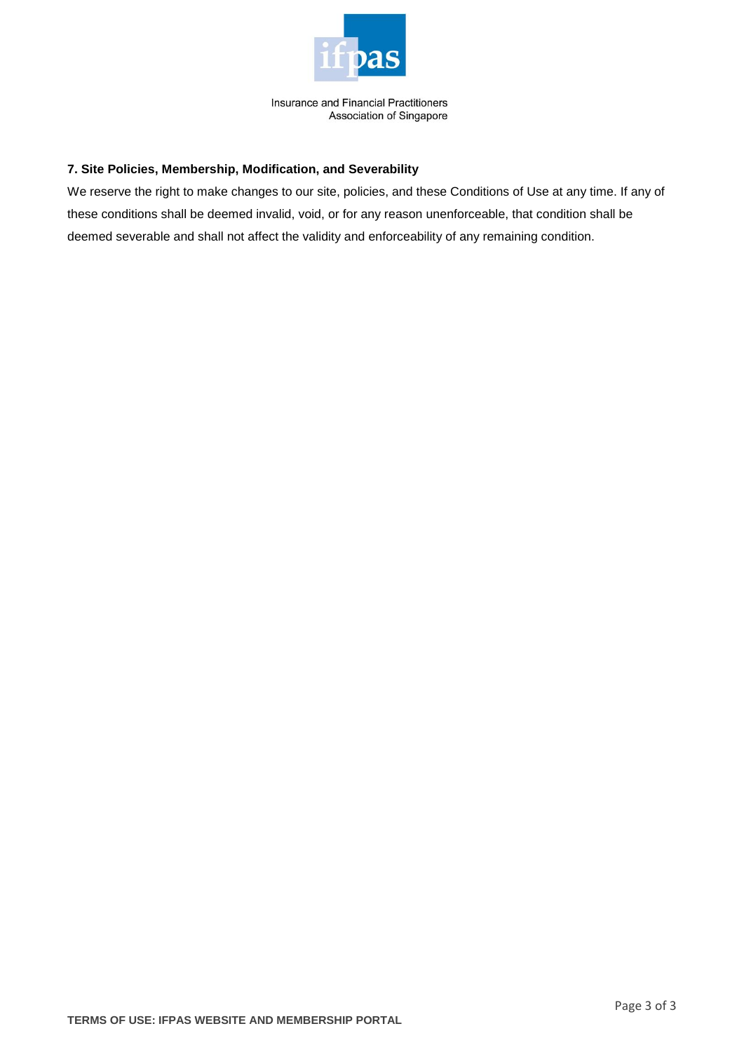### 7. Site Policies, Membership, Modification, and Severability

We reserve the right to make changes to our site, policies, and these Conditions of Use at any time. If any of these conditions shall be deemed invalid, void, or for any reason unenforceable, that condition shall be deemed severable and shall not affect the validity and enforceability of any remaining condition.